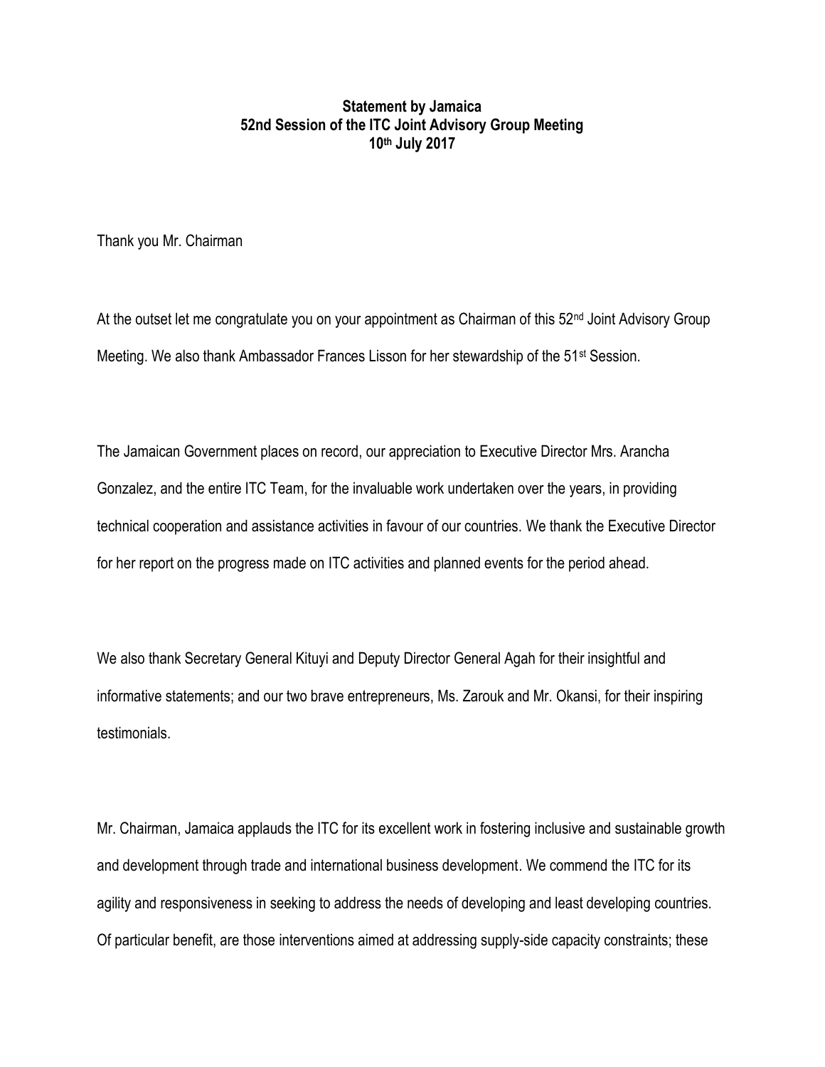**Statement by Jamaica**
**52nd Session of the ITC Joint Advisory Group Meeting**
**10th July 2017**

Thank you Mr. Chairman

At the outset let me congratulate you on your appointment as Chairman of this 52nd Joint Advisory Group Meeting. We also thank Ambassador Frances Lisson for her stewardship of the 51st Session.

The Jamaican Government places on record, our appreciation to Executive Director Mrs. Arancha Gonzalez, and the entire ITC Team, for the invaluable work undertaken over the years, in providing technical cooperation and assistance activities in favour of our countries. We thank the Executive Director for her report on the progress made on ITC activities and planned events for the period ahead.

We also thank Secretary General Kituyi and Deputy Director General Agah for their insightful and informative statements; and our two brave entrepreneurs, Ms. Zarouk and Mr. Okansi, for their inspiring testimonials.

Mr. Chairman, Jamaica applauds the ITC for its excellent work in fostering inclusive and sustainable growth and development through trade and international business development. We commend the ITC for its agility and responsiveness in seeking to address the needs of developing and least developing countries. Of particular benefit, are those interventions aimed at addressing supply-side capacity constraints; these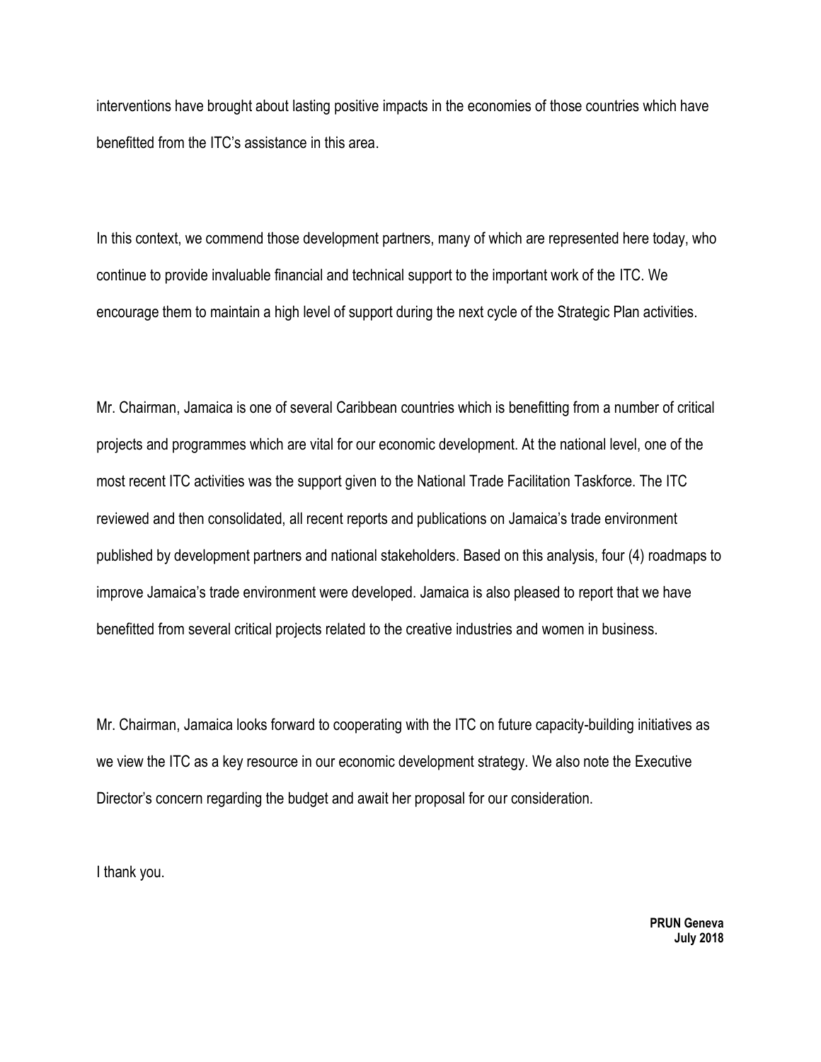interventions have brought about lasting positive impacts in the economies of those countries which have benefitted from the ITC's assistance in this area.

In this context, we commend those development partners, many of which are represented here today, who continue to provide invaluable financial and technical support to the important work of the ITC. We encourage them to maintain a high level of support during the next cycle of the Strategic Plan activities.

Mr. Chairman, Jamaica is one of several Caribbean countries which is benefitting from a number of critical projects and programmes which are vital for our economic development. At the national level, one of the most recent ITC activities was the support given to the National Trade Facilitation Taskforce. The ITC reviewed and then consolidated, all recent reports and publications on Jamaica's trade environment published by development partners and national stakeholders. Based on this analysis, four (4) roadmaps to improve Jamaica's trade environment were developed. Jamaica is also pleased to report that we have benefitted from several critical projects related to the creative industries and women in business.

Mr. Chairman, Jamaica looks forward to cooperating with the ITC on future capacity-building initiatives as we view the ITC as a key resource in our economic development strategy. We also note the Executive Director's concern regarding the budget and await her proposal for our consideration.

I thank you.

**PRUN Geneva**
**July 2018**